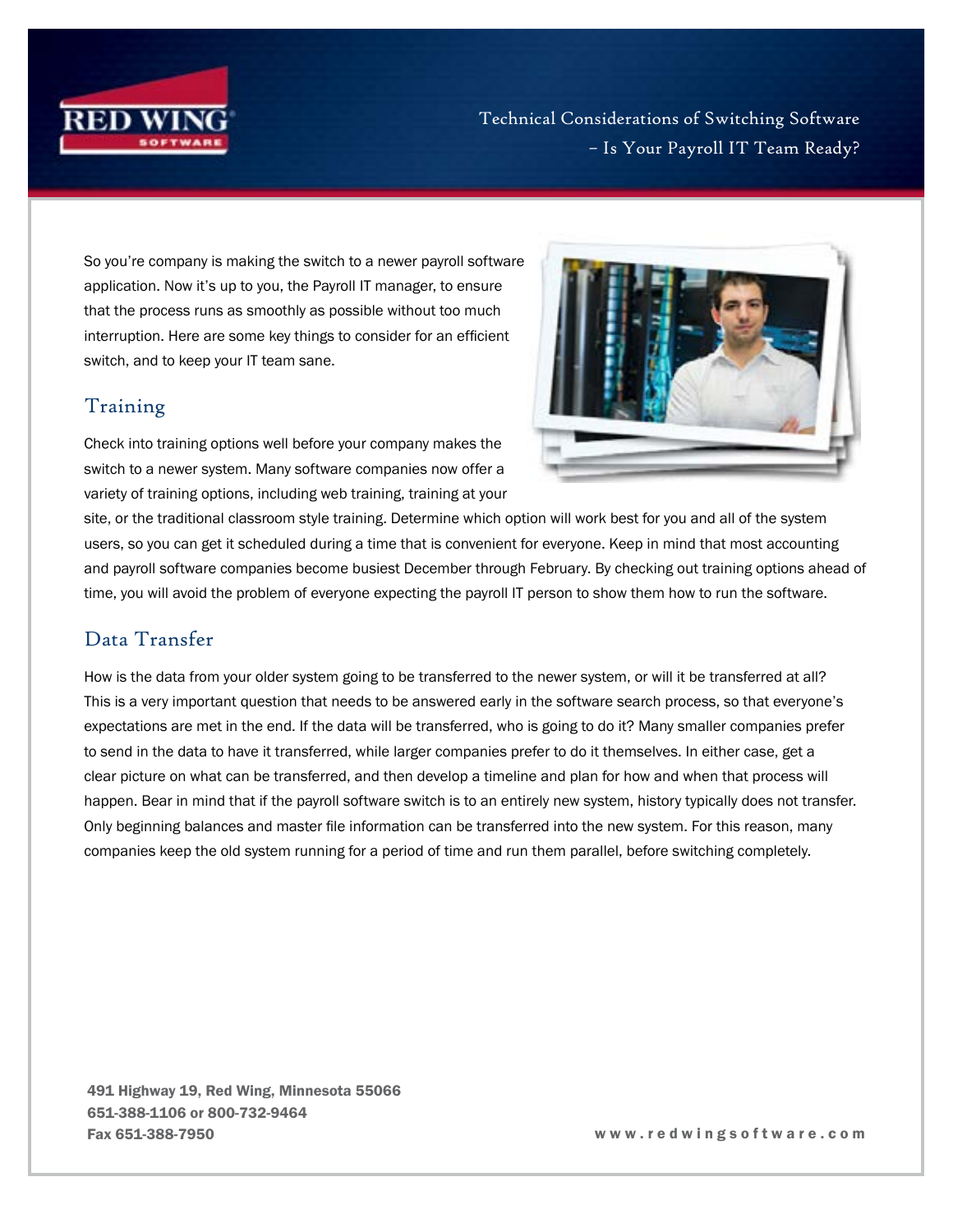# Technical Considerations of Switching Software – Is Your Payroll IT Team Ready?

So you're company is making the switch to a newer payroll software application. Now it's up to you, the Payroll IT manager, to ensure that the process runs as smoothly as possible without too much interruption. Here are some key things to consider for an efficient switch, and to keep your IT team sane.

## Training

Check into training options well before your company makes the switch to a newer system. Many software companies now offer a variety of training options, including web training, training at your site, or the traditional classroom style training. Determine which option will work best for you and all of the system users, so you can get it scheduled during a time that is convenient for everyone. Keep in mind that most accounting and payroll software companies become busiest December through February. By checking out training options ahead of time, you will avoid the problem of everyone expecting the payroll IT person to show them how to run the software.

## Data Transfer

How is the data from your older system going to be transferred to the newer system, or will it be transferred at all? This is a very important question that needs to be answered early in the software search process, so that everyone's expectations are met in the end. If the data will be transferred, who is going to do it? Many smaller companies prefer to send in the data to have it transferred, while larger companies prefer to do it themselves. In either case, get a clear picture on what can be transferred, and then develop a timeline and plan for how and when that process will happen. Bear in mind that if the payroll software switch is to an entirely new system, history typically does not transfer. Only beginning balances and master file information can be transferred into the new system. For this reason, many companies keep the old system running for a period of time and run them parallel, before switching completely.

491 Highway 19, Red Wing, Minnesota 55066
651-388-1106 or 800-732-9464
Fax 651-388-7950

www.redwingsoftware.com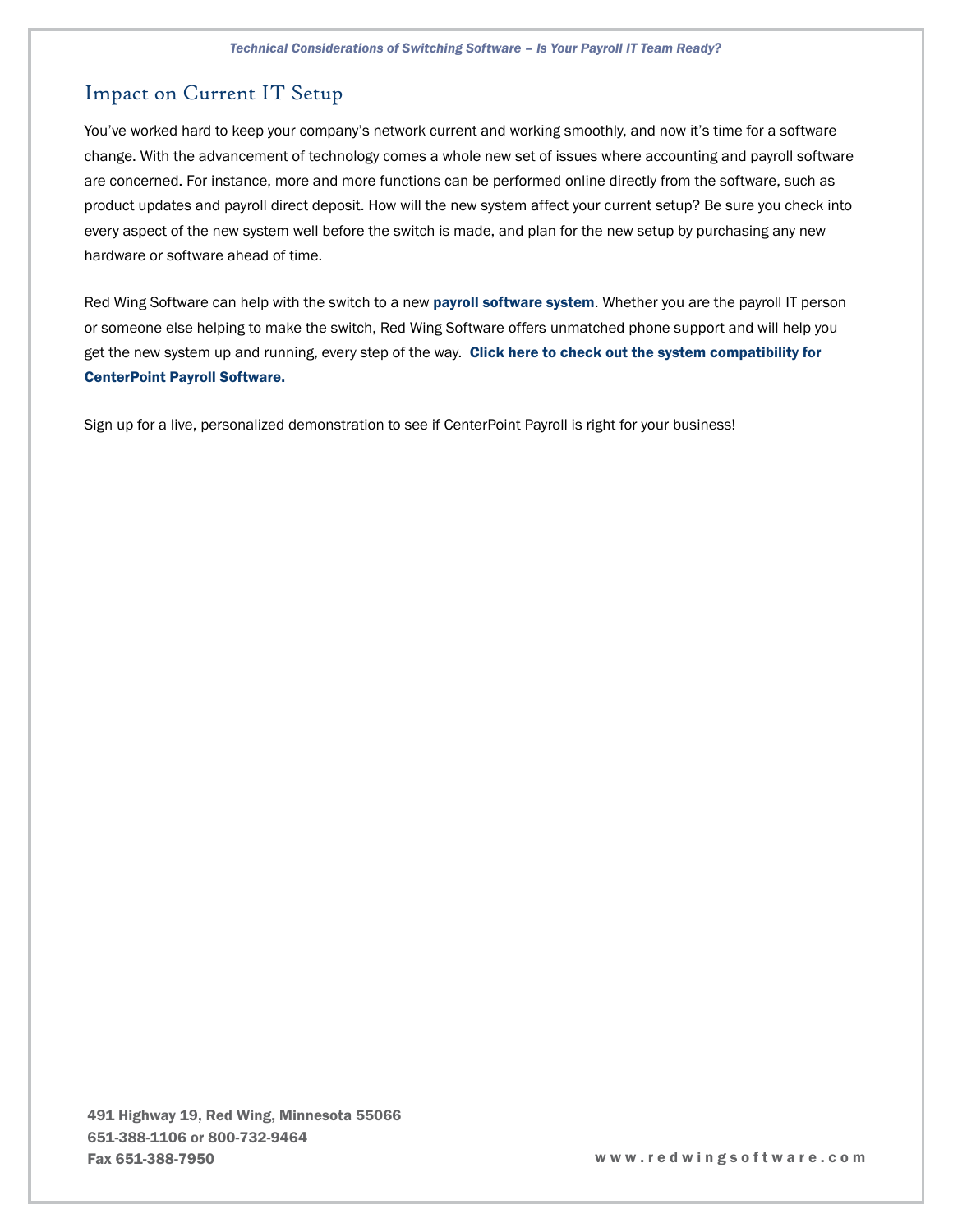## Impact on Current IT Setup

You've worked hard to keep your company's network current and working smoothly, and now it's time for a software change. With the advancement of technology comes a whole new set of issues where accounting and payroll software are concerned. For instance, more and more functions can be performed online directly from the software, such as product updates and payroll direct deposit. How will the new system affect your current setup? Be sure you check into every aspect of the new system well before the switch is made, and plan for the new setup by purchasing any new hardware or software ahead of time.

Red Wing Software can help with the switch to a new **payroll software system**. Whether you are the payroll IT person or someone else helping to make the switch, Red Wing Software offers unmatched phone support and will help you get the new system up and running, every step of the way. **Click here to check out the system compatibility for CenterPoint Payroll Software.**

Sign up for a live, personalized demonstration to see if CenterPoint Payroll is right for your business!

**491 Highway 19, Red Wing, Minnesota 55066**
**651-388-1106 or 800-732-9464**
**Fax 651-388-7950**

**www.redwingsoftware.com**